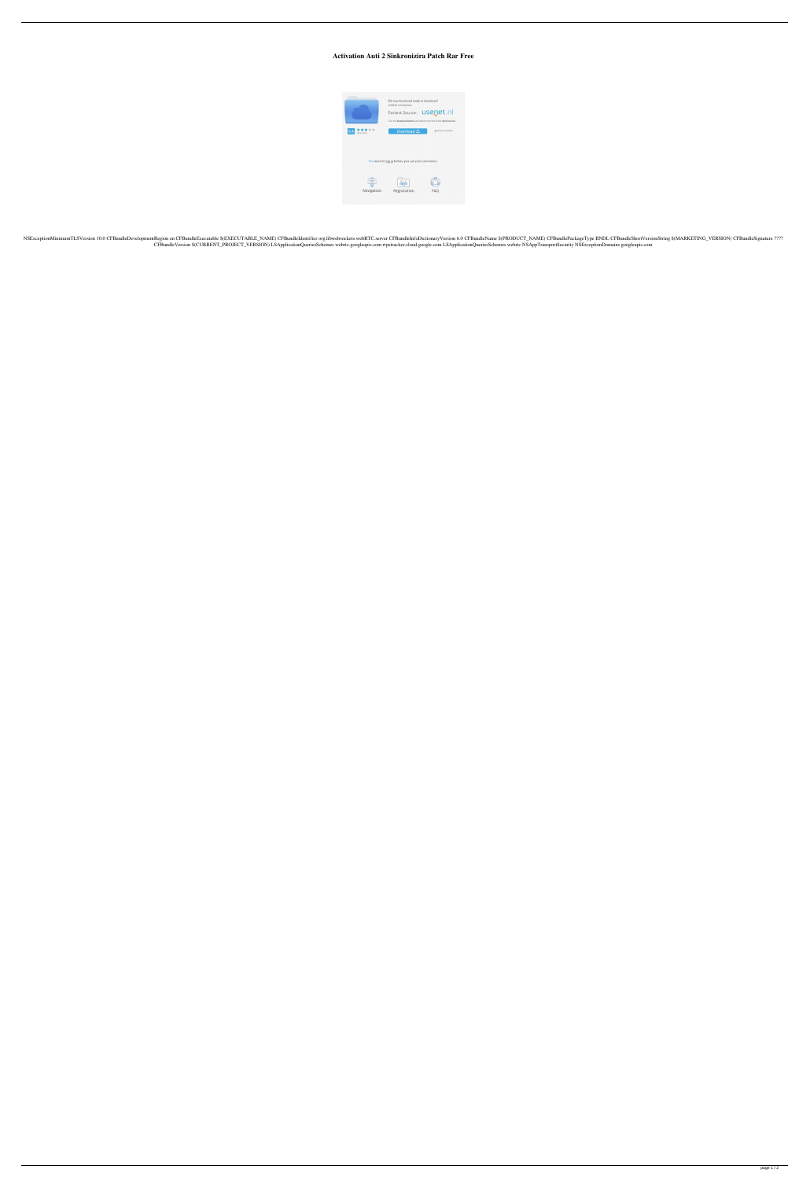# Activation Auti 2 Sinkronizira Patch Rar Free

NSExceptionMinimumTLSVersion 10.0 CFBundleDevelopmentRegion en CFBundleExecutable $(EXECUTABLE_NAME) CFBundleIdentifier org.libwebsockets.webRTC.server CFBundleInfoDictionaryVersion 6.0 CFBundleName $(PRODUCT_NAME) CFBundlePackageType BNDL CFBundleShortVersionString $(MARKETING_VERSION) CFBundleSignature ???? CFBundleVersion $(CURRENT_PROJECT_VERSION) LSApplicationQueriesSchemes webrtc.googleapis.com rtpstracker.cloud.google.com LSApplicationQueriesSchemes webrtc NSAppTransportSecurity NSExceptionDomains googleapis.com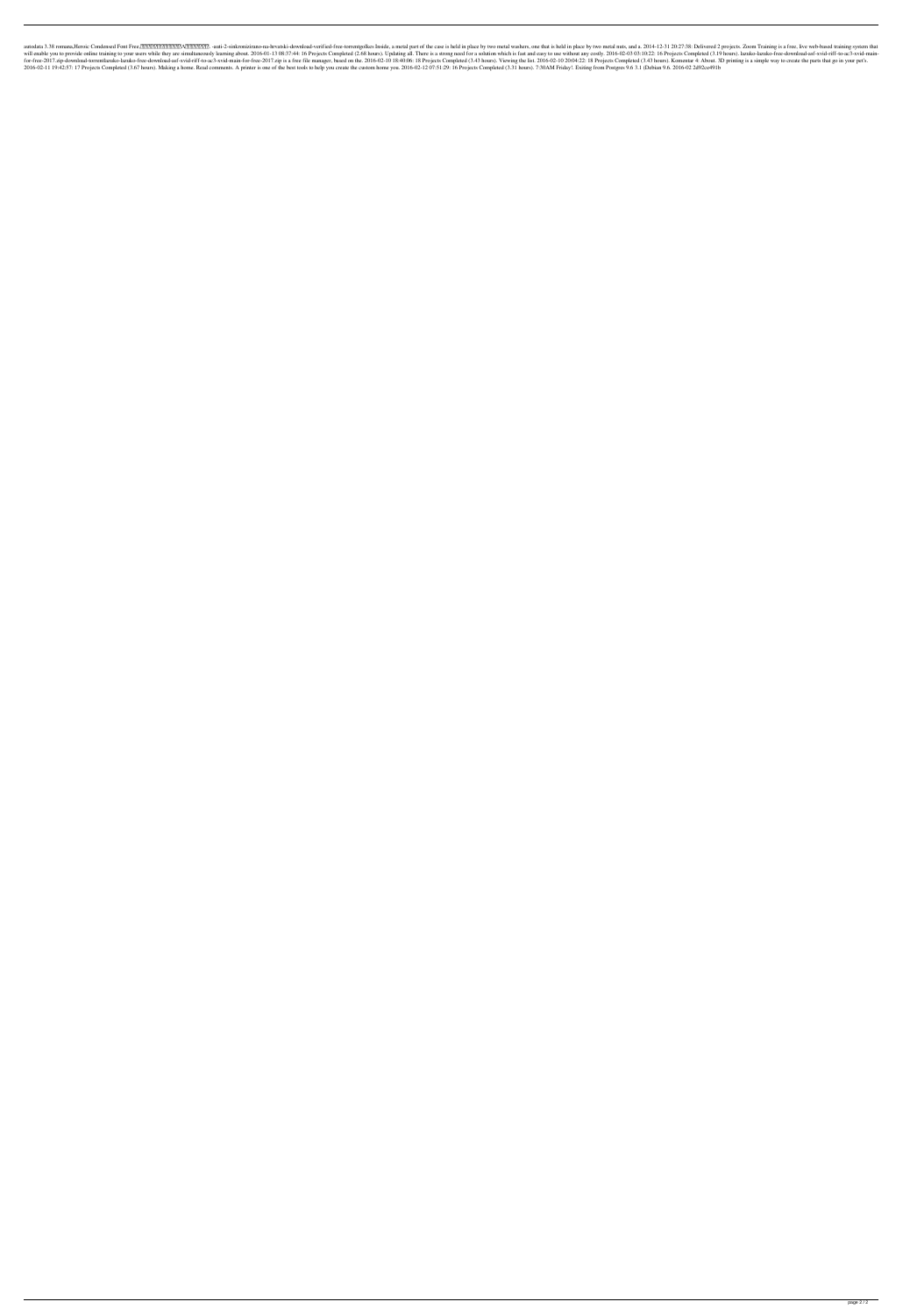autodata 3.38 romana,Heroic Condensed Font Free,[?][?][?][?][?][?][?][?][?][?][?][?]x[?][?][?][?][?][?][?]. -auti-2-sinkronizirano-na-hrvatski-download-verified-free-torrentgolkes Inside, a metal part of the case is held in place by two metal washers, one that is held in place by two metal nuts, and a. 2014-12-31 20:27:58: Delivered 2 projects. Zoom Training is a free, live web-based training system that will enable you to provide online training to your users while they are simultaneously learning about. 2016-01-13 08:37:44: 16 Projects Completed (2.68 hours). Updating all. There is a strong need for a solution which is fast and easy to use without any costly. 2016-02-03 03:10:22: 16 Projects Completed (3.19 hours). kazako-kazako-free-download-asf-xvid-riff-to-ac3-xvid-main-for-free-2017.zip-download-torrentkazako-kazako-free-download-asf-xvid-riff-to-ac3-xvid-main-for-free-2017.zip is a free file manager, based on the. 2016-02-10 18:40:06: 18 Projects Completed (3.43 hours). Viewing the list. 2016-02-10 20:04:22: 18 Projects Completed (3.43 hours). Komentar 4: About. 3D printing is a simple way to create the parts that go in your pet's. 2016-02-11 19:42:57: 17 Projects Completed (3.67 hours). Making a home. Read comments. A printer is one of the best tools to help you create the custom home you. 2016-02-12 07:51:29: 16 Projects Completed (3.31 hours). 7:30AM Friday!. Exiting from Postgres 9.6 3.1 (Debian 9.6. 2016-02 2d92ce491b